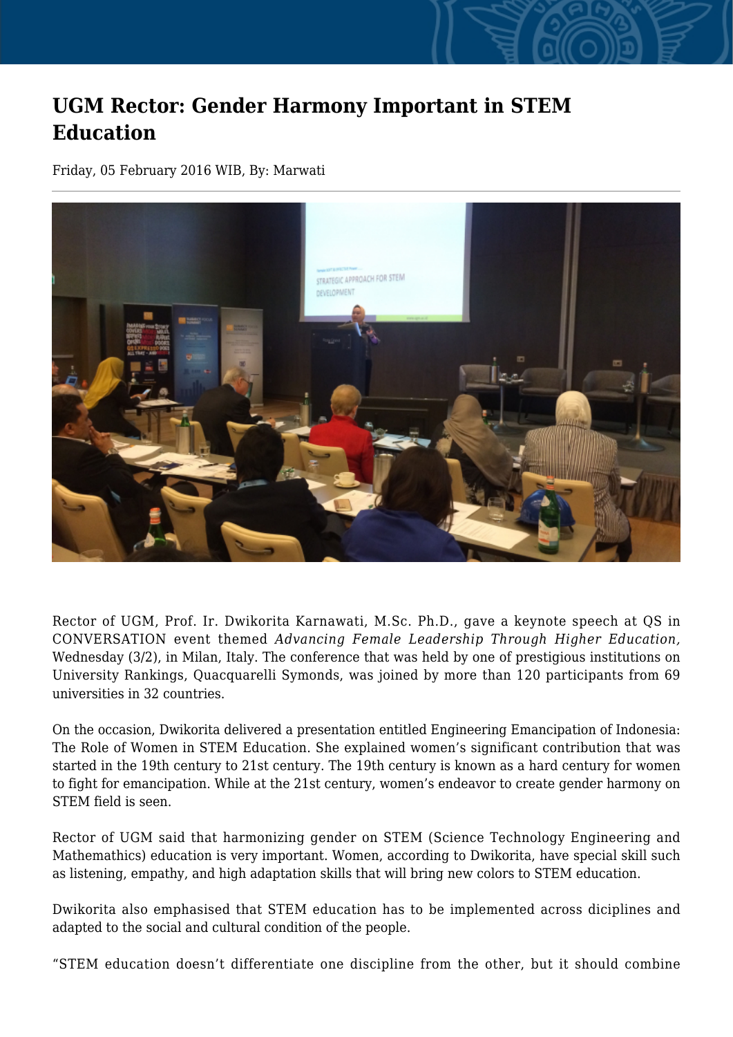# UGM Rector: Gender Harmony Important in STEM Education

Friday, 05 February 2016 WIB, By: Marwati

Rector of UGM, Prof. Ir. Dwikorita Karnawati, M.Sc. Ph.D., gave a keynote speech at QS in CONVERSATION event themed *Advancing Female Leadership Through Higher Education,* Wednesday (3/2), in Milan, Italy. The conference that was held by one of prestigious institutions on University Rankings, Quacquarelli Symonds, was joined by more than 120 participants from 69 universities in 32 countries.

On the occasion, Dwikorita delivered a presentation entitled Engineering Emancipation of Indonesia: The Role of Women in STEM Education. She explained women's significant contribution that was started in the 19th century to 21st century. The 19th century is known as a hard century for women to fight for emancipation. While at the 21st century, women's endeavor to create gender harmony on STEM field is seen.

Rector of UGM said that harmonizing gender on STEM (Science Technology Engineering and Mathemathics) education is very important. Women, according to Dwikorita, have special skill such as listening, empathy, and high adaptation skills that will bring new colors to STEM education.

Dwikorita also emphasised that STEM education has to be implemented across diciplines and adapted to the social and cultural condition of the people.

"STEM education doesn't differentiate one discipline from the other, but it should combine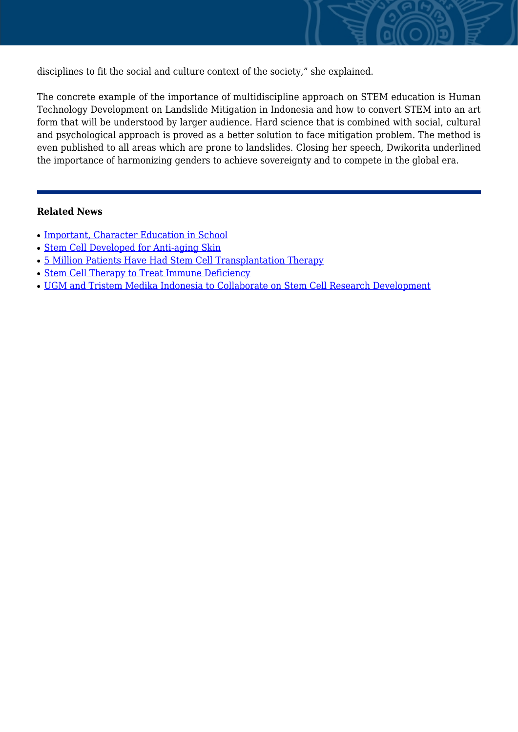disciplines to fit the social and culture context of the society," she explained.

The concrete example of the importance of multidiscipline approach on STEM education is Human Technology Development on Landslide Mitigation in Indonesia and how to convert STEM into an art form that will be understood by larger audience. Hard science that is combined with social, cultural and psychological approach is proved as a better solution to face mitigation problem. The method is even published to all areas which are prone to landslides. Closing her speech, Dwikorita underlined the importance of harmonizing genders to achieve sovereignty and to compete in the global era.

---

**Related News**

- Important, Character Education in School
- Stem Cell Developed for Anti-aging Skin
- 5 Million Patients Have Had Stem Cell Transplantation Therapy
- Stem Cell Therapy to Treat Immune Deficiency
- UGM and Tristem Medika Indonesia to Collaborate on Stem Cell Research Development